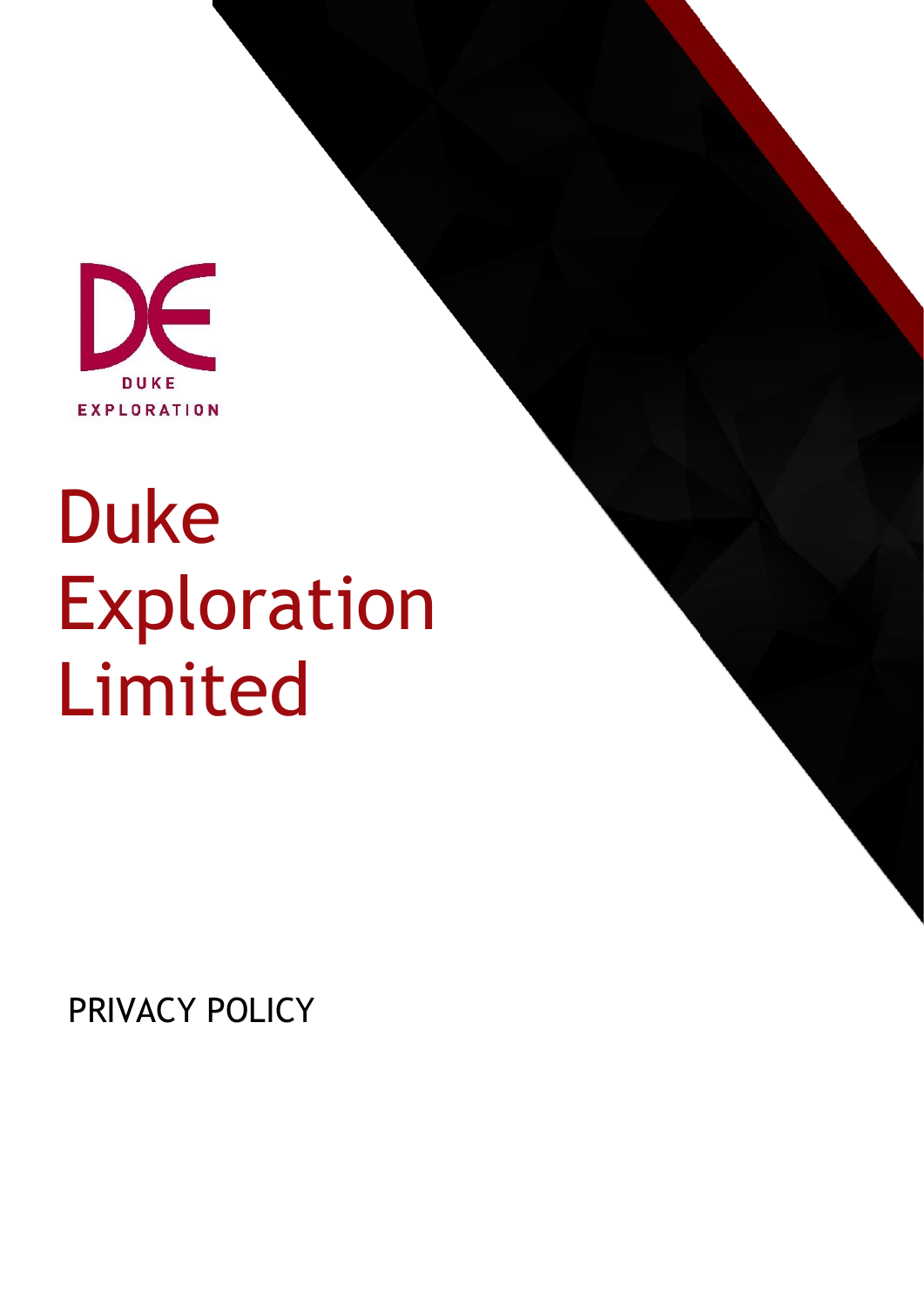DUKE
EXPLORATION

# Duke Exploration Limited

PRIVACY POLICY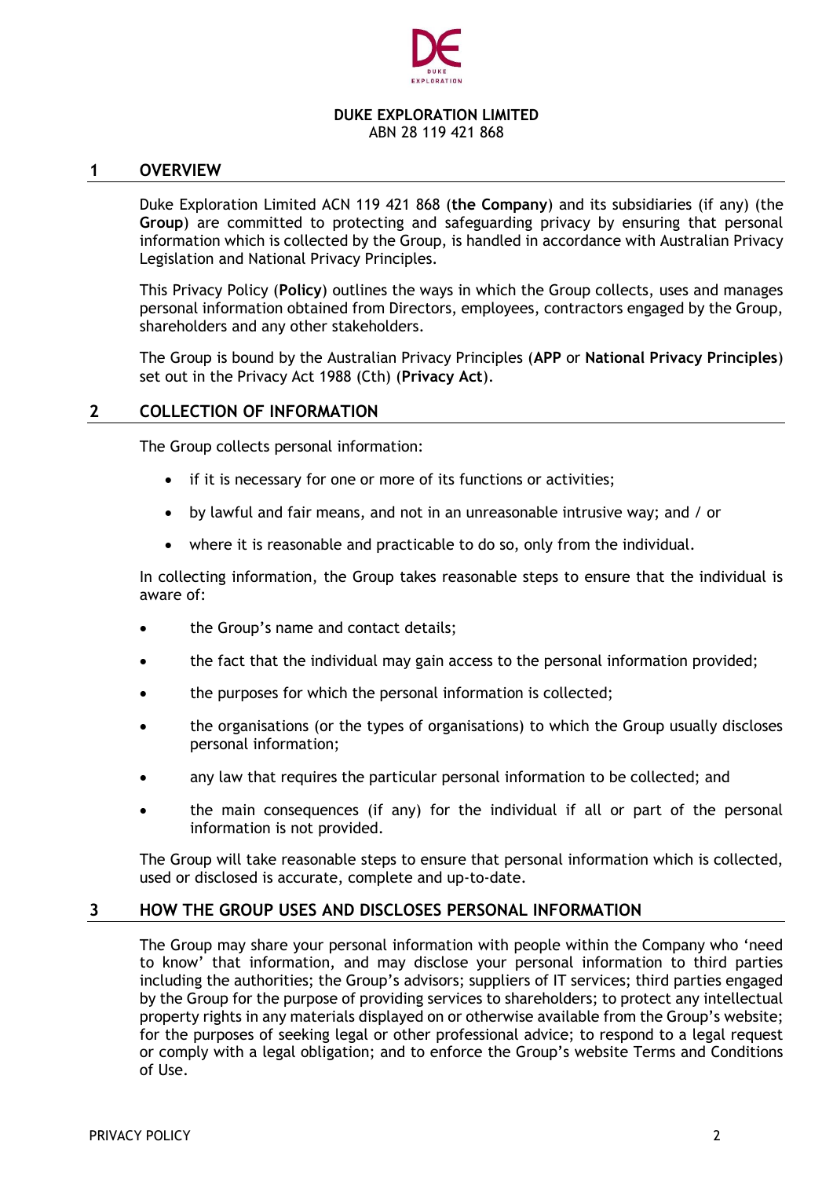**DUKE EXPLORATION LIMITED**
ABN 28 119 421 868

## 1 OVERVIEW

Duke Exploration Limited ACN 119 421 868 (**the Company**) and its subsidiaries (if any) (the **Group**) are committed to protecting and safeguarding privacy by ensuring that personal information which is collected by the Group, is handled in accordance with Australian Privacy Legislation and National Privacy Principles.

This Privacy Policy (**Policy**) outlines the ways in which the Group collects, uses and manages personal information obtained from Directors, employees, contractors engaged by the Group, shareholders and any other stakeholders.

The Group is bound by the Australian Privacy Principles (**APP** or **National Privacy Principles**) set out in the Privacy Act 1988 (Cth) (**Privacy Act**).

## 2 COLLECTION OF INFORMATION

The Group collects personal information:

- if it is necessary for one or more of its functions or activities;
- by lawful and fair means, and not in an unreasonable intrusive way; and / or
- where it is reasonable and practicable to do so, only from the individual.

In collecting information, the Group takes reasonable steps to ensure that the individual is aware of:

- the Group's name and contact details;
- the fact that the individual may gain access to the personal information provided;
- the purposes for which the personal information is collected;
- the organisations (or the types of organisations) to which the Group usually discloses personal information;
- any law that requires the particular personal information to be collected; and
- the main consequences (if any) for the individual if all or part of the personal information is not provided.

The Group will take reasonable steps to ensure that personal information which is collected, used or disclosed is accurate, complete and up-to-date.

## 3 HOW THE GROUP USES AND DISCLOSES PERSONAL INFORMATION

The Group may share your personal information with people within the Company who 'need to know' that information, and may disclose your personal information to third parties including the authorities; the Group's advisors; suppliers of IT services; third parties engaged by the Group for the purpose of providing services to shareholders; to protect any intellectual property rights in any materials displayed on or otherwise available from the Group's website; for the purposes of seeking legal or other professional advice; to respond to a legal request or comply with a legal obligation; and to enforce the Group's website Terms and Conditions of Use.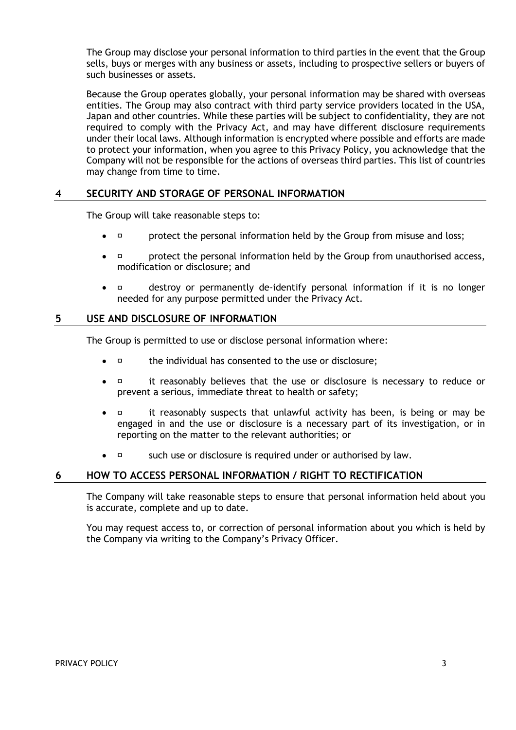The Group may disclose your personal information to third parties in the event that the Group sells, buys or merges with any business or assets, including to prospective sellers or buyers of such businesses or assets.

Because the Group operates globally, your personal information may be shared with overseas entities. The Group may also contract with third party service providers located in the USA, Japan and other countries. While these parties will be subject to confidentiality, they are not required to comply with the Privacy Act, and may have different disclosure requirements under their local laws. Although information is encrypted where possible and efforts are made to protect your information, when you agree to this Privacy Policy, you acknowledge that the Company will not be responsible for the actions of overseas third parties. This list of countries may change from time to time.

## 4 SECURITY AND STORAGE OF PERSONAL INFORMATION

The Group will take reasonable steps to:

- protect the personal information held by the Group from misuse and loss;
- protect the personal information held by the Group from unauthorised access, modification or disclosure; and
- destroy or permanently de-identify personal information if it is no longer needed for any purpose permitted under the Privacy Act.

## 5 USE AND DISCLOSURE OF INFORMATION

The Group is permitted to use or disclose personal information where:

- the individual has consented to the use or disclosure;
- it reasonably believes that the use or disclosure is necessary to reduce or prevent a serious, immediate threat to health or safety;
- it reasonably suspects that unlawful activity has been, is being or may be engaged in and the use or disclosure is a necessary part of its investigation, or in reporting on the matter to the relevant authorities; or
- such use or disclosure is required under or authorised by law.

## 6 HOW TO ACCESS PERSONAL INFORMATION / RIGHT TO RECTIFICATION

The Company will take reasonable steps to ensure that personal information held about you is accurate, complete and up to date.

You may request access to, or correction of personal information about you which is held by the Company via writing to the Company's Privacy Officer.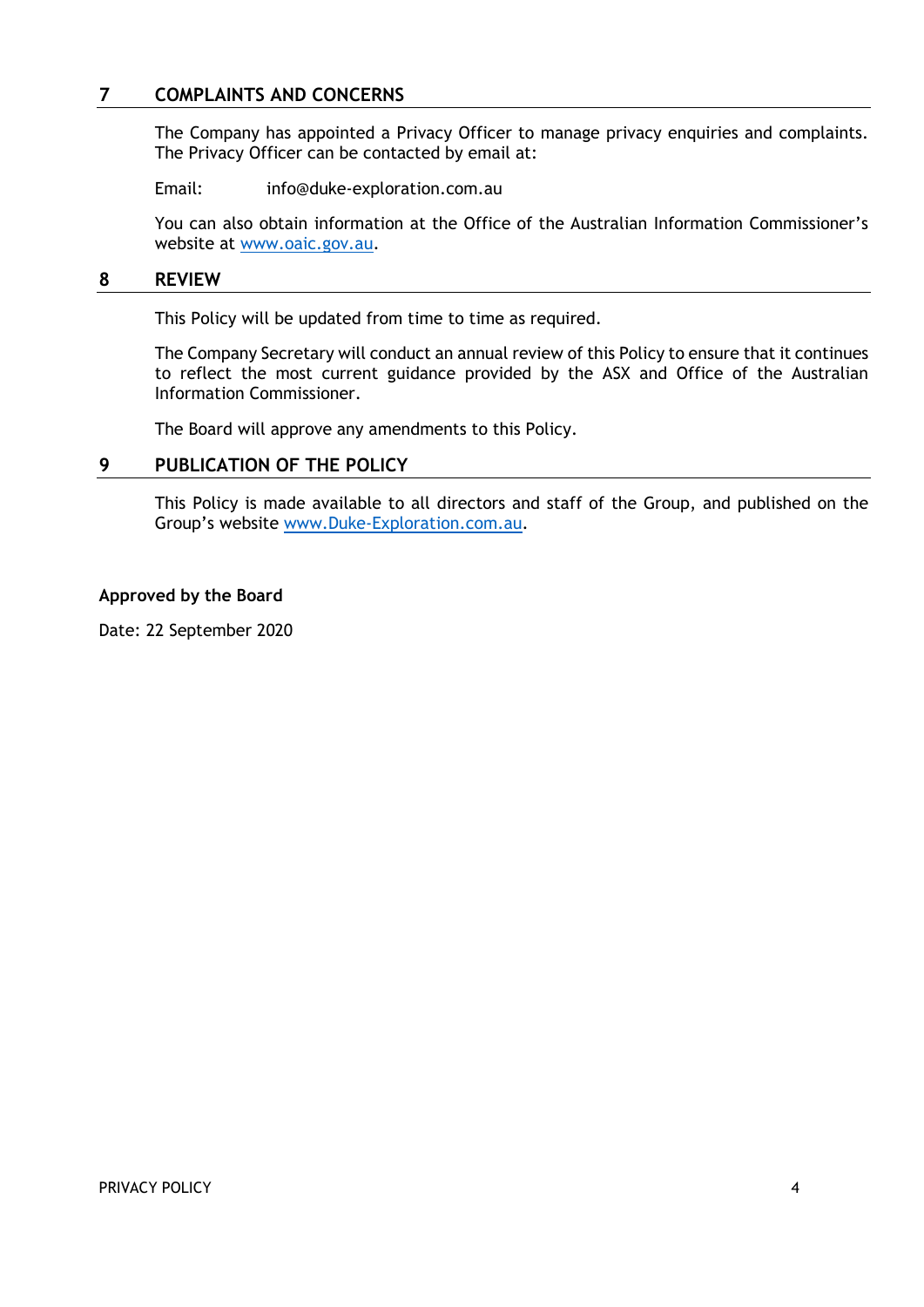## 7 COMPLAINTS AND CONCERNS

The Company has appointed a Privacy Officer to manage privacy enquiries and complaints. The Privacy Officer can be contacted by email at:

Email: info@duke-exploration.com.au

You can also obtain information at the Office of the Australian Information Commissioner's website at www.oaic.gov.au.

## 8 REVIEW

This Policy will be updated from time to time as required.

The Company Secretary will conduct an annual review of this Policy to ensure that it continues to reflect the most current guidance provided by the ASX and Office of the Australian Information Commissioner.

The Board will approve any amendments to this Policy.

## 9 PUBLICATION OF THE POLICY

This Policy is made available to all directors and staff of the Group, and published on the Group's website www.Duke-Exploration.com.au.

**Approved by the Board**

Date: 22 September 2020